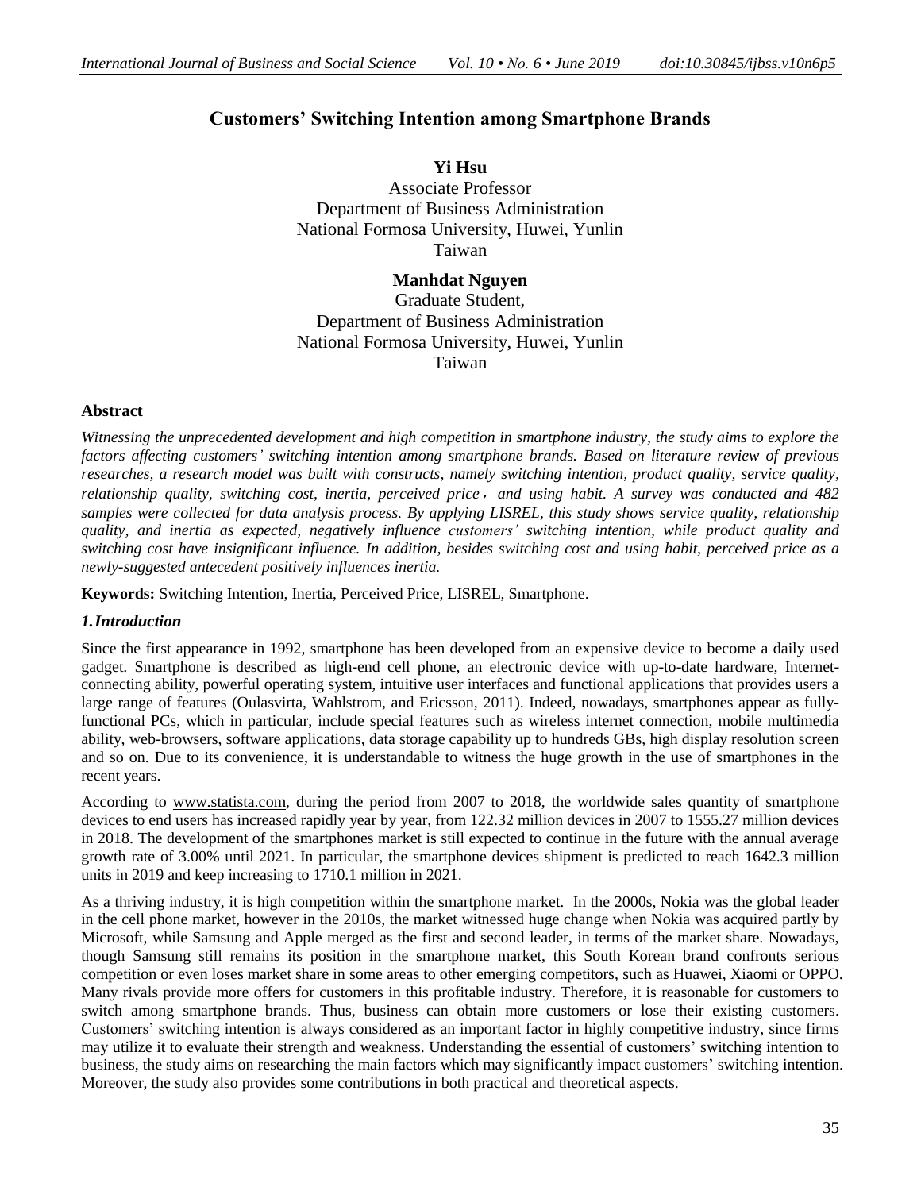# Customers' Switching Intention among Smartphone Brands

**Yi Hsu**
Associate Professor
Department of Business Administration
National Formosa University, Huwei, Yunlin
Taiwan

**Manhdat Nguyen**
Graduate Student,
Department of Business Administration
National Formosa University, Huwei, Yunlin
Taiwan

## Abstract

*Witnessing the unprecedented development and high competition in smartphone industry, the study aims to explore the factors affecting customers' switching intention among smartphone brands. Based on literature review of previous researches, a research model was built with constructs, namely switching intention, product quality, service quality, relationship quality, switching cost, inertia, perceived price, and using habit. A survey was conducted and 482 samples were collected for data analysis process. By applying LISREL, this study shows service quality, relationship quality, and inertia as expected, negatively influence customers' switching intention, while product quality and switching cost have insignificant influence. In addition, besides switching cost and using habit, perceived price as a newly-suggested antecedent positively influences inertia.*

**Keywords:** Switching Intention, Inertia, Perceived Price, LISREL, Smartphone.

## 1. Introduction

Since the first appearance in 1992, smartphone has been developed from an expensive device to become a daily used gadget. Smartphone is described as high-end cell phone, an electronic device with up-to-date hardware, Internet-connecting ability, powerful operating system, intuitive user interfaces and functional applications that provides users a large range of features (Oulasvirta, Wahlstrom, and Ericsson, 2011). Indeed, nowadays, smartphones appear as fully-functional PCs, which in particular, include special features such as wireless internet connection, mobile multimedia ability, web-browsers, software applications, data storage capability up to hundreds GBs, high display resolution screen and so on. Due to its convenience, it is understandable to witness the huge growth in the use of smartphones in the recent years.

According to www.statista.com, during the period from 2007 to 2018, the worldwide sales quantity of smartphone devices to end users has increased rapidly year by year, from 122.32 million devices in 2007 to 1555.27 million devices in 2018. The development of the smartphones market is still expected to continue in the future with the annual average growth rate of 3.00% until 2021. In particular, the smartphone devices shipment is predicted to reach 1642.3 million units in 2019 and keep increasing to 1710.1 million in 2021.

As a thriving industry, it is high competition within the smartphone market. In the 2000s, Nokia was the global leader in the cell phone market, however in the 2010s, the market witnessed huge change when Nokia was acquired partly by Microsoft, while Samsung and Apple merged as the first and second leader, in terms of the market share. Nowadays, though Samsung still remains its position in the smartphone market, this South Korean brand confronts serious competition or even loses market share in some areas to other emerging competitors, such as Huawei, Xiaomi or OPPO. Many rivals provide more offers for customers in this profitable industry. Therefore, it is reasonable for customers to switch among smartphone brands. Thus, business can obtain more customers or lose their existing customers. Customers' switching intention is always considered as an important factor in highly competitive industry, since firms may utilize it to evaluate their strength and weakness. Understanding the essential of customers' switching intention to business, the study aims on researching the main factors which may significantly impact customers' switching intention. Moreover, the study also provides some contributions in both practical and theoretical aspects.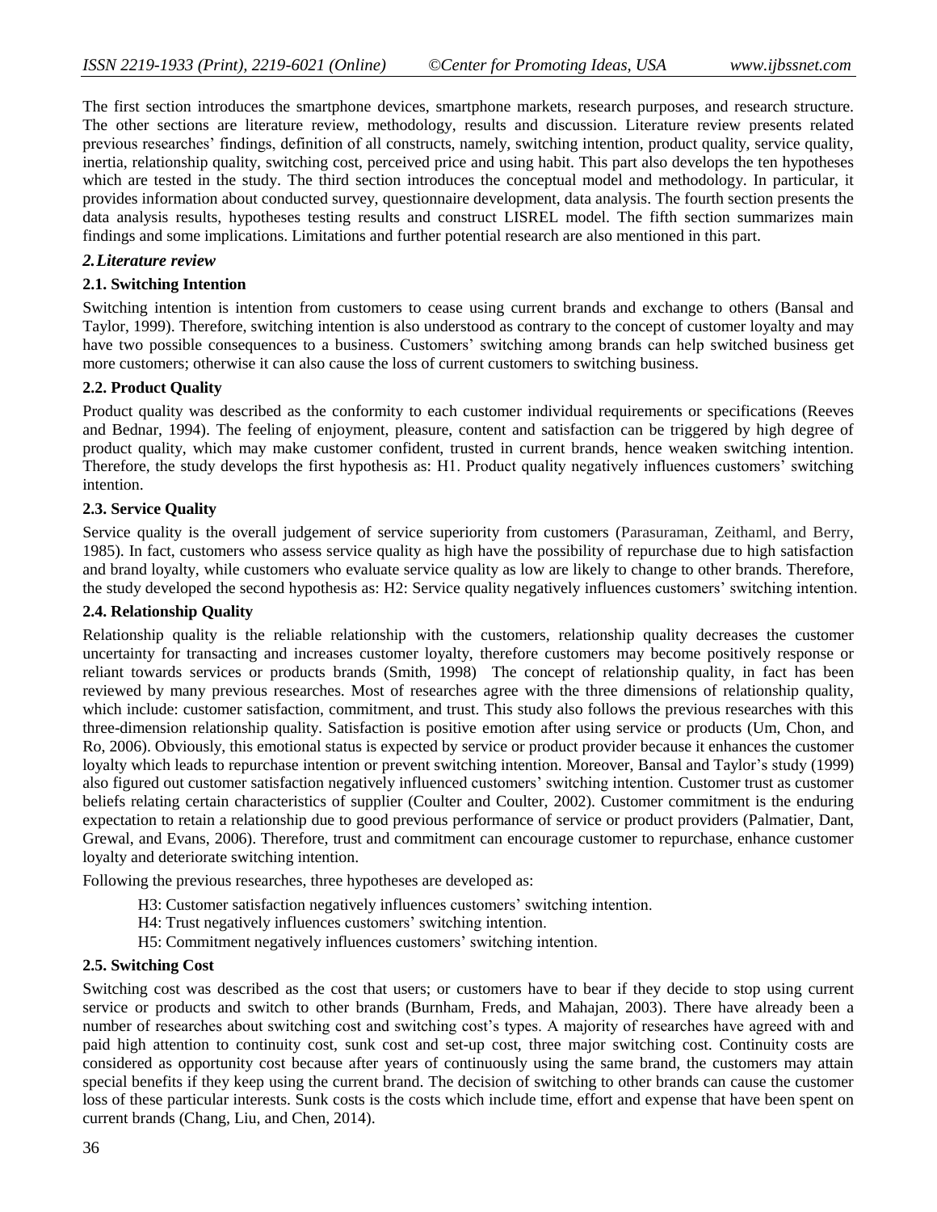The first section introduces the smartphone devices, smartphone markets, research purposes, and research structure. The other sections are literature review, methodology, results and discussion. Literature review presents related previous researches' findings, definition of all constructs, namely, switching intention, product quality, service quality, inertia, relationship quality, switching cost, perceived price and using habit. This part also develops the ten hypotheses which are tested in the study. The third section introduces the conceptual model and methodology. In particular, it provides information about conducted survey, questionnaire development, data analysis. The fourth section presents the data analysis results, hypotheses testing results and construct LISREL model. The fifth section summarizes main findings and some implications. Limitations and further potential research are also mentioned in this part.

## *2. Literature review*

### 2.1. Switching Intention

Switching intention is intention from customers to cease using current brands and exchange to others (Bansal and Taylor, 1999). Therefore, switching intention is also understood as contrary to the concept of customer loyalty and may have two possible consequences to a business. Customers' switching among brands can help switched business get more customers; otherwise it can also cause the loss of current customers to switching business.

### 2.2. Product Quality

Product quality was described as the conformity to each customer individual requirements or specifications (Reeves and Bednar, 1994). The feeling of enjoyment, pleasure, content and satisfaction can be triggered by high degree of product quality, which may make customer confident, trusted in current brands, hence weaken switching intention. Therefore, the study develops the first hypothesis as: H1. Product quality negatively influences customers' switching intention.

### 2.3. Service Quality

Service quality is the overall judgement of service superiority from customers (Parasuraman, Zeithaml, and Berry, 1985). In fact, customers who assess service quality as high have the possibility of repurchase due to high satisfaction and brand loyalty, while customers who evaluate service quality as low are likely to change to other brands. Therefore, the study developed the second hypothesis as: H2: Service quality negatively influences customers' switching intention.

### 2.4. Relationship Quality

Relationship quality is the reliable relationship with the customers, relationship quality decreases the customer uncertainty for transacting and increases customer loyalty, therefore customers may become positively response or reliant towards services or products brands (Smith, 1998) The concept of relationship quality, in fact has been reviewed by many previous researches. Most of researches agree with the three dimensions of relationship quality, which include: customer satisfaction, commitment, and trust. This study also follows the previous researches with this three-dimension relationship quality. Satisfaction is positive emotion after using service or products (Um, Chon, and Ro, 2006). Obviously, this emotional status is expected by service or product provider because it enhances the customer loyalty which leads to repurchase intention or prevent switching intention. Moreover, Bansal and Taylor's study (1999) also figured out customer satisfaction negatively influenced customers' switching intention. Customer trust as customer beliefs relating certain characteristics of supplier (Coulter and Coulter, 2002). Customer commitment is the enduring expectation to retain a relationship due to good previous performance of service or product providers (Palmatier, Dant, Grewal, and Evans, 2006). Therefore, trust and commitment can encourage customer to repurchase, enhance customer loyalty and deteriorate switching intention.

Following the previous researches, three hypotheses are developed as:

H3: Customer satisfaction negatively influences customers' switching intention.

H4: Trust negatively influences customers' switching intention.

H5: Commitment negatively influences customers' switching intention.

### 2.5. Switching Cost

Switching cost was described as the cost that users; or customers have to bear if they decide to stop using current service or products and switch to other brands (Burnham, Freds, and Mahajan, 2003). There have already been a number of researches about switching cost and switching cost's types. A majority of researches have agreed with and paid high attention to continuity cost, sunk cost and set-up cost, three major switching cost. Continuity costs are considered as opportunity cost because after years of continuously using the same brand, the customers may attain special benefits if they keep using the current brand. The decision of switching to other brands can cause the customer loss of these particular interests. Sunk costs is the costs which include time, effort and expense that have been spent on current brands (Chang, Liu, and Chen, 2014).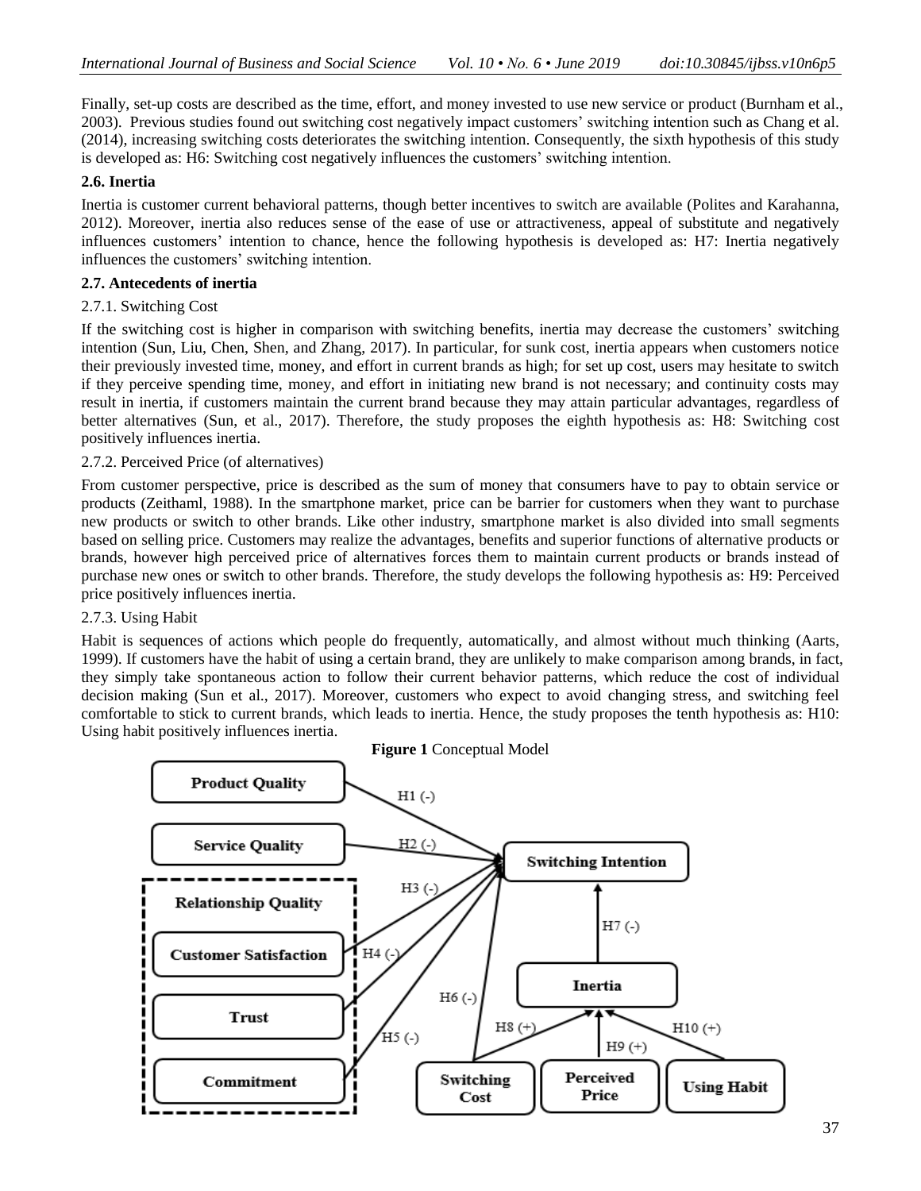Finally, set-up costs are described as the time, effort, and money invested to use new service or product (Burnham et al., 2003). Previous studies found out switching cost negatively impact customers' switching intention such as Chang et al. (2014), increasing switching costs deteriorates the switching intention. Consequently, the sixth hypothesis of this study is developed as: H6: Switching cost negatively influences the customers' switching intention.

### 2.6. Inertia

Inertia is customer current behavioral patterns, though better incentives to switch are available (Polites and Karahanna, 2012). Moreover, inertia also reduces sense of the ease of use or attractiveness, appeal of substitute and negatively influences customers' intention to chance, hence the following hypothesis is developed as: H7: Inertia negatively influences the customers' switching intention.

### 2.7. Antecedents of inertia

#### 2.7.1. Switching Cost

If the switching cost is higher in comparison with switching benefits, inertia may decrease the customers' switching intention (Sun, Liu, Chen, Shen, and Zhang, 2017). In particular, for sunk cost, inertia appears when customers notice their previously invested time, money, and effort in current brands as high; for set up cost, users may hesitate to switch if they perceive spending time, money, and effort in initiating new brand is not necessary; and continuity costs may result in inertia, if customers maintain the current brand because they may attain particular advantages, regardless of better alternatives (Sun, et al., 2017). Therefore, the study proposes the eighth hypothesis as: H8: Switching cost positively influences inertia.

#### 2.7.2. Perceived Price (of alternatives)

From customer perspective, price is described as the sum of money that consumers have to pay to obtain service or products (Zeithaml, 1988). In the smartphone market, price can be barrier for customers when they want to purchase new products or switch to other brands. Like other industry, smartphone market is also divided into small segments based on selling price. Customers may realize the advantages, benefits and superior functions of alternative products or brands, however high perceived price of alternatives forces them to maintain current products or brands instead of purchase new ones or switch to other brands. Therefore, the study develops the following hypothesis as: H9: Perceived price positively influences inertia.

#### 2.7.3. Using Habit

Habit is sequences of actions which people do frequently, automatically, and almost without much thinking (Aarts, 1999). If customers have the habit of using a certain brand, they are unlikely to make comparison among brands, in fact, they simply take spontaneous action to follow their current behavior patterns, which reduce the cost of individual decision making (Sun et al., 2017). Moreover, customers who expect to avoid changing stress, and switching feel comfortable to stick to current brands, which leads to inertia. Hence, the study proposes the tenth hypothesis as: H10: Using habit positively influences inertia.

**Figure 1** Conceptual Model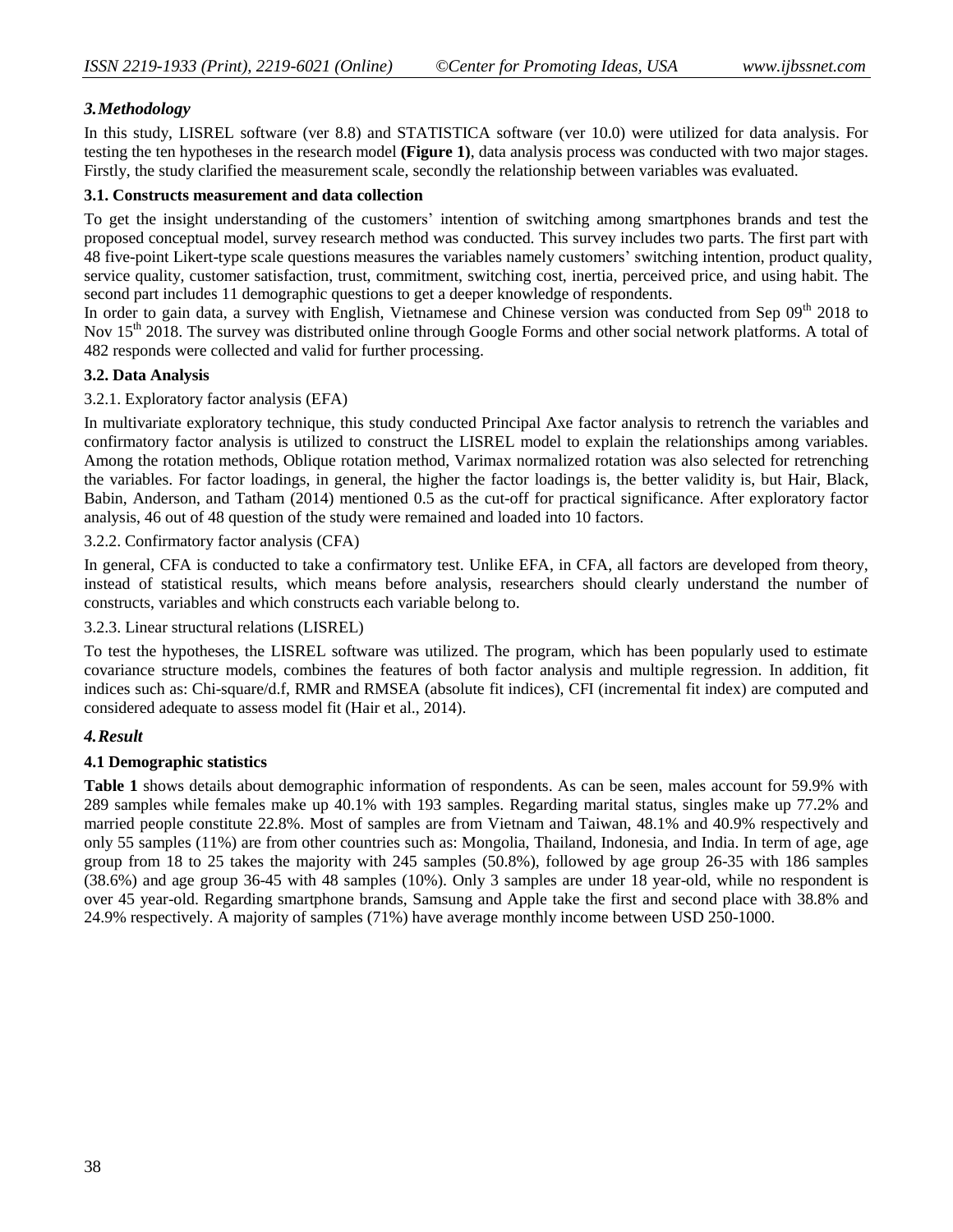## *3. Methodology*

In this study, LISREL software (ver 8.8) and STATISTICA software (ver 10.0) were utilized for data analysis. For testing the ten hypotheses in the research model **(Figure 1)**, data analysis process was conducted with two major stages. Firstly, the study clarified the measurement scale, secondly the relationship between variables was evaluated.

### 3.1. Constructs measurement and data collection

To get the insight understanding of the customers' intention of switching among smartphones brands and test the proposed conceptual model, survey research method was conducted. This survey includes two parts. The first part with 48 five-point Likert-type scale questions measures the variables namely customers' switching intention, product quality, service quality, customer satisfaction, trust, commitment, switching cost, inertia, perceived price, and using habit. The second part includes 11 demographic questions to get a deeper knowledge of respondents.

In order to gain data, a survey with English, Vietnamese and Chinese version was conducted from Sep 09[th] 2018 to Nov 15[th] 2018. The survey was distributed online through Google Forms and other social network platforms. A total of 482 responds were collected and valid for further processing.

### 3.2. Data Analysis

3.2.1. Exploratory factor analysis (EFA)

In multivariate exploratory technique, this study conducted Principal Axe factor analysis to retrench the variables and confirmatory factor analysis is utilized to construct the LISREL model to explain the relationships among variables. Among the rotation methods, Oblique rotation method, Varimax normalized rotation was also selected for retrenching the variables. For factor loadings, in general, the higher the factor loadings is, the better validity is, but Hair, Black, Babin, Anderson, and Tatham (2014) mentioned 0.5 as the cut-off for practical significance. After exploratory factor analysis, 46 out of 48 question of the study were remained and loaded into 10 factors.

3.2.2. Confirmatory factor analysis (CFA)

In general, CFA is conducted to take a confirmatory test. Unlike EFA, in CFA, all factors are developed from theory, instead of statistical results, which means before analysis, researchers should clearly understand the number of constructs, variables and which constructs each variable belong to.

3.2.3. Linear structural relations (LISREL)

To test the hypotheses, the LISREL software was utilized. The program, which has been popularly used to estimate covariance structure models, combines the features of both factor analysis and multiple regression. In addition, fit indices such as: Chi-square/d.f, RMR and RMSEA (absolute fit indices), CFI (incremental fit index) are computed and considered adequate to assess model fit (Hair et al., 2014).

## *4. Result*

### 4.1 Demographic statistics

**Table 1** shows details about demographic information of respondents. As can be seen, males account for 59.9% with 289 samples while females make up 40.1% with 193 samples. Regarding marital status, singles make up 77.2% and married people constitute 22.8%. Most of samples are from Vietnam and Taiwan, 48.1% and 40.9% respectively and only 55 samples (11%) are from other countries such as: Mongolia, Thailand, Indonesia, and India. In term of age, age group from 18 to 25 takes the majority with 245 samples (50.8%), followed by age group 26-35 with 186 samples (38.6%) and age group 36-45 with 48 samples (10%). Only 3 samples are under 18 year-old, while no respondent is over 45 year-old. Regarding smartphone brands, Samsung and Apple take the first and second place with 38.8% and 24.9% respectively. A majority of samples (71%) have average monthly income between USD 250-1000.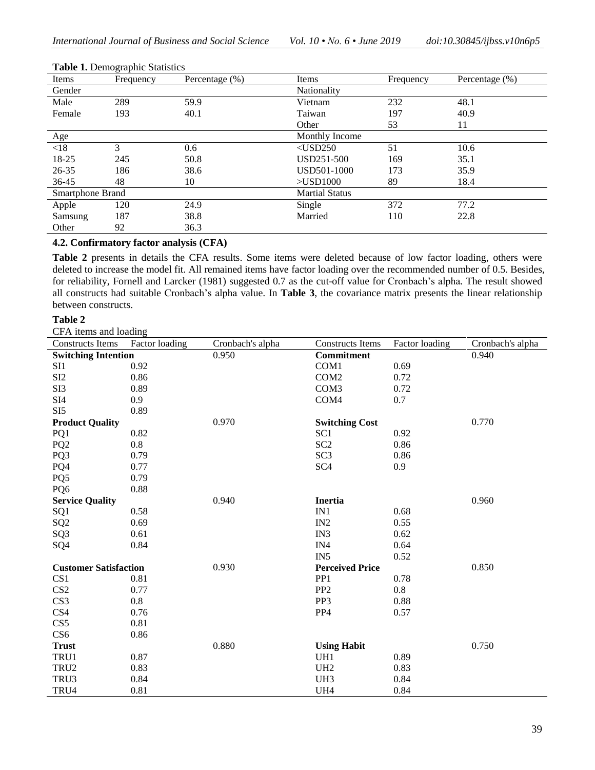**Table 1.** Demographic Statistics

| Items | Frequency | Percentage (%) | Items | Frequency | Percentage (%) |
|---|---|---|---|---|---|
| Gender | | | Nationality | | |
| Male | 289 | 59.9 | Vietnam | 232 | 48.1 |
| Female | 193 | 40.1 | Taiwan | 197 | 40.9 |
| | | | Other | 53 | 11 |
| Age | | | Monthly Income | | |
| <18 | 3 | 0.6 | <USD250 | 51 | 10.6 |
| 18-25 | 245 | 50.8 | USD251-500 | 169 | 35.1 |
| 26-35 | 186 | 38.6 | USD501-1000 | 173 | 35.9 |
| 36-45 | 48 | 10 | >USD1000 | 89 | 18.4 |
| Smartphone Brand | | | Martial Status | | |
| Apple | 120 | 24.9 | Single | 372 | 77.2 |
| Samsung | 187 | 38.8 | Married | 110 | 22.8 |
| Other | 92 | 36.3 | | | |

### 4.2. Confirmatory factor analysis (CFA)

**Table 2** presents in details the CFA results. Some items were deleted because of low factor loading, others were deleted to increase the model fit. All remained items have factor loading over the recommended number of 0.5. Besides, for reliability, Fornell and Larcker (1981) suggested 0.7 as the cut-off value for Cronbach's alpha. The result showed all constructs had suitable Cronbach's alpha value. In **Table 3**, the covariance matrix presents the linear relationship between constructs.

**Table 2**

CFA items and loading

| Constructs Items | Factor loading | Cronbach's alpha | Constructs Items | Factor loading | Cronbach's alpha |
|---|---|---|---|---|---|
| **Switching Intention** | | 0.950 | **Commitment** | | 0.940 |
| SI1 | 0.92 | | COM1 | 0.69 | |
| SI2 | 0.86 | | COM2 | 0.72 | |
| SI3 | 0.89 | | COM3 | 0.72 | |
| SI4 | 0.9 | | COM4 | 0.7 | |
| SI5 | 0.89 | | | | |
| **Product Quality** | | 0.970 | **Switching Cost** | | 0.770 |
| PQ1 | 0.82 | | SC1 | 0.92 | |
| PQ2 | 0.8 | | SC2 | 0.86 | |
| PQ3 | 0.79 | | SC3 | 0.86 | |
| PQ4 | 0.77 | | SC4 | 0.9 | |
| PQ5 | 0.79 | | | | |
| PQ6 | 0.88 | | | | |
| **Service Quality** | | 0.940 | **Inertia** | | 0.960 |
| SQ1 | 0.58 | | IN1 | 0.68 | |
| SQ2 | 0.69 | | IN2 | 0.55 | |
| SQ3 | 0.61 | | IN3 | 0.62 | |
| SQ4 | 0.84 | | IN4 | 0.64 | |
| | | | IN5 | 0.52 | |
| **Customer Satisfaction** | | 0.930 | **Perceived Price** | | 0.850 |
| CS1 | 0.81 | | PP1 | 0.78 | |
| CS2 | 0.77 | | PP2 | 0.8 | |
| CS3 | 0.8 | | PP3 | 0.88 | |
| CS4 | 0.76 | | PP4 | 0.57 | |
| CS5 | 0.81 | | | | |
| CS6 | 0.86 | | | | |
| **Trust** | | 0.880 | **Using Habit** | | 0.750 |
| TRU1 | 0.87 | | UH1 | 0.89 | |
| TRU2 | 0.83 | | UH2 | 0.83 | |
| TRU3 | 0.84 | | UH3 | 0.84 | |
| TRU4 | 0.81 | | UH4 | 0.84 | |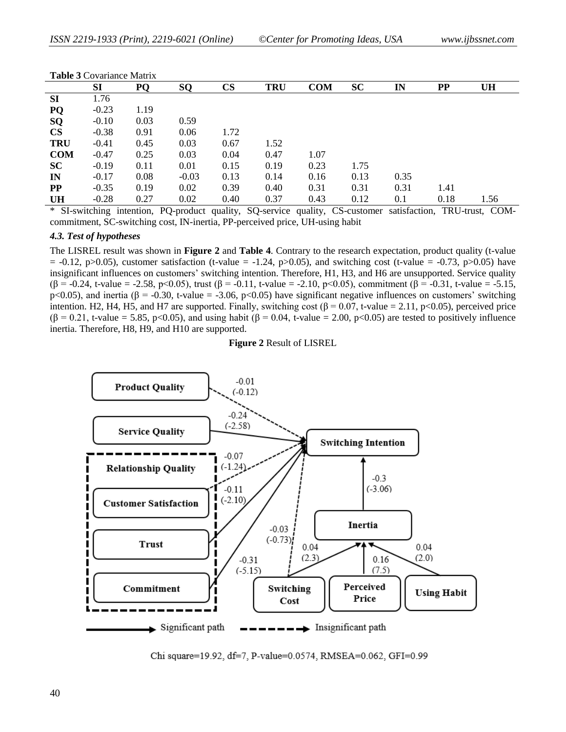**Table 3** Covariance Matrix

| | SI | PQ | SQ | CS | TRU | COM | SC | IN | PP | UH |
|---|---|---|---|---|---|---|---|---|---|---|
| **SI** | 1.76 | | | | | | | | | |
| **PQ** | -0.23 | 1.19 | | | | | | | | |
| **SQ** | -0.10 | 0.03 | 0.59 | | | | | | | |
| **CS** | -0.38 | 0.91 | 0.06 | 1.72 | | | | | | |
| **TRU** | -0.41 | 0.45 | 0.03 | 0.67 | 1.52 | | | | | |
| **COM** | -0.47 | 0.25 | 0.03 | 0.04 | 0.47 | 1.07 | | | | |
| **SC** | -0.19 | 0.11 | 0.01 | 0.15 | 0.19 | 0.23 | 1.75 | | | |
| **IN** | -0.17 | 0.08 | -0.03 | 0.13 | 0.14 | 0.16 | 0.13 | 0.35 | | |
| **PP** | -0.35 | 0.19 | 0.02 | 0.39 | 0.40 | 0.31 | 0.31 | 0.31 | 1.41 | |
| **UH** | -0.28 | 0.27 | 0.02 | 0.40 | 0.37 | 0.43 | 0.12 | 0.1 | 0.18 | 1.56 |

* SI-switching intention, PQ-product quality, SQ-service quality, CS-customer satisfaction, TRU-trust, COM-commitment, SC-switching cost, IN-inertia, PP-perceived price, UH-using habit

### *4.3. Test of hypotheses*

The LISREL result was shown in **Figure 2** and **Table 4**. Contrary to the research expectation, product quality (t-value = -0.12, $p>0.05$), customer satisfaction (t-value = -1.24, $p>0.05$), and switching cost (t-value = -0.73, $p>0.05$) have insignificant influences on customers' switching intention. Therefore, H1, H3, and H6 are unsupported. Service quality ($\beta$ = -0.24, t-value = -2.58, $p<0.05$), trust ($\beta$ = -0.11, t-value = -2.10, $p<0.05$), commitment ($\beta$ = -0.31, t-value = -5.15, $p<0.05$), and inertia ($\beta$ = -0.30, t-value = -3.06, $p<0.05$) have significant negative influences on customers' switching intention. H2, H4, H5, and H7 are supported. Finally, switching cost ($\beta$ = 0.07, t-value = 2.11, $p<0.05$), perceived price ($\beta$ = 0.21, t-value = 5.85, $p<0.05$), and using habit ($\beta$ = 0.04, t-value = 2.00, $p<0.05$) are tested to positively influence inertia. Therefore, H8, H9, and H10 are supported.

**Figure 2** Result of LISREL

Chi square=19.92, df=7, P-value=0.0574, RMSEA=0.062, GFI=0.99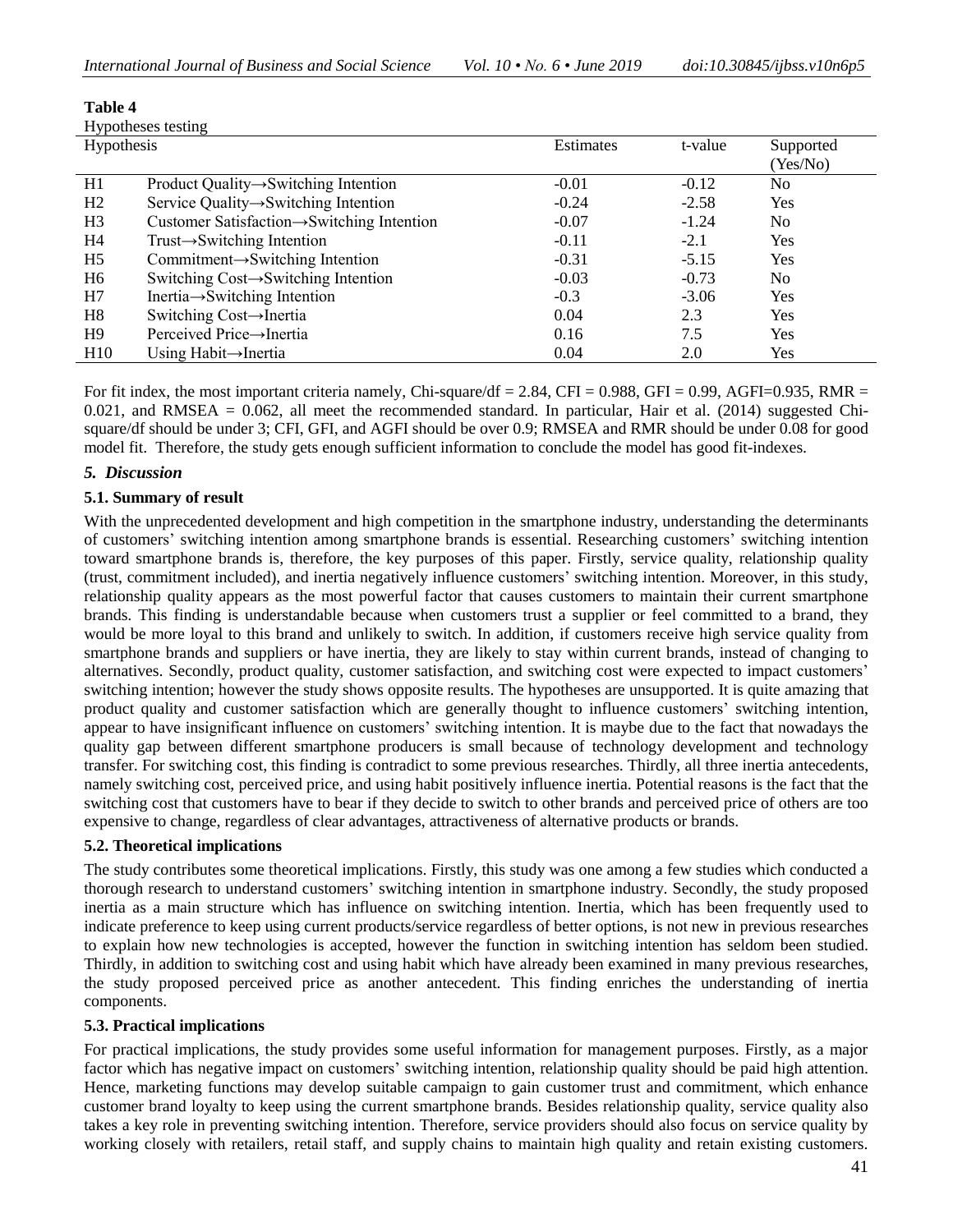**Table 4**

Hypotheses testing

| Hypothesis | | Estimates | t-value | Supported (Yes/No) |
|---|---|---|---|---|
| H1 | Product Quality→Switching Intention | -0.01 | -0.12 | No |
| H2 | Service Quality→Switching Intention | -0.24 | -2.58 | Yes |
| H3 | Customer Satisfaction→Switching Intention | -0.07 | -1.24 | No |
| H4 | Trust→Switching Intention | -0.11 | -2.1 | Yes |
| H5 | Commitment→Switching Intention | -0.31 | -5.15 | Yes |
| H6 | Switching Cost→Switching Intention | -0.03 | -0.73 | No |
| H7 | Inertia→Switching Intention | -0.3 | -3.06 | Yes |
| H8 | Switching Cost→Inertia | 0.04 | 2.3 | Yes |
| H9 | Perceived Price→Inertia | 0.16 | 7.5 | Yes |
| H10 | Using Habit→Inertia | 0.04 | 2.0 | Yes |

For fit index, the most important criteria namely, Chi-square/df = 2.84, CFI = 0.988, GFI = 0.99, AGFI=0.935, RMR = 0.021, and RMSEA = 0.062, all meet the recommended standard. In particular, Hair et al. (2014) suggested Chi-square/df should be under 3; CFI, GFI, and AGFI should be over 0.9; RMSEA and RMR should be under 0.08 for good model fit. Therefore, the study gets enough sufficient information to conclude the model has good fit-indexes.

## *5. Discussion*

### 5.1. Summary of result

With the unprecedented development and high competition in the smartphone industry, understanding the determinants of customers' switching intention among smartphone brands is essential. Researching customers' switching intention toward smartphone brands is, therefore, the key purposes of this paper. Firstly, service quality, relationship quality (trust, commitment included), and inertia negatively influence customers' switching intention. Moreover, in this study, relationship quality appears as the most powerful factor that causes customers to maintain their current smartphone brands. This finding is understandable because when customers trust a supplier or feel committed to a brand, they would be more loyal to this brand and unlikely to switch. In addition, if customers receive high service quality from smartphone brands and suppliers or have inertia, they are likely to stay within current brands, instead of changing to alternatives. Secondly, product quality, customer satisfaction, and switching cost were expected to impact customers' switching intention; however the study shows opposite results. The hypotheses are unsupported. It is quite amazing that product quality and customer satisfaction which are generally thought to influence customers' switching intention, appear to have insignificant influence on customers' switching intention. It is maybe due to the fact that nowadays the quality gap between different smartphone producers is small because of technology development and technology transfer. For switching cost, this finding is contradict to some previous researches. Thirdly, all three inertia antecedents, namely switching cost, perceived price, and using habit positively influence inertia. Potential reasons is the fact that the switching cost that customers have to bear if they decide to switch to other brands and perceived price of others are too expensive to change, regardless of clear advantages, attractiveness of alternative products or brands.

### 5.2. Theoretical implications

The study contributes some theoretical implications. Firstly, this study was one among a few studies which conducted a thorough research to understand customers' switching intention in smartphone industry. Secondly, the study proposed inertia as a main structure which has influence on switching intention. Inertia, which has been frequently used to indicate preference to keep using current products/service regardless of better options, is not new in previous researches to explain how new technologies is accepted, however the function in switching intention has seldom been studied. Thirdly, in addition to switching cost and using habit which have already been examined in many previous researches, the study proposed perceived price as another antecedent. This finding enriches the understanding of inertia components.

### 5.3. Practical implications

For practical implications, the study provides some useful information for management purposes. Firstly, as a major factor which has negative impact on customers' switching intention, relationship quality should be paid high attention. Hence, marketing functions may develop suitable campaign to gain customer trust and commitment, which enhance customer brand loyalty to keep using the current smartphone brands. Besides relationship quality, service quality also takes a key role in preventing switching intention. Therefore, service providers should also focus on service quality by working closely with retailers, retail staff, and supply chains to maintain high quality and retain existing customers.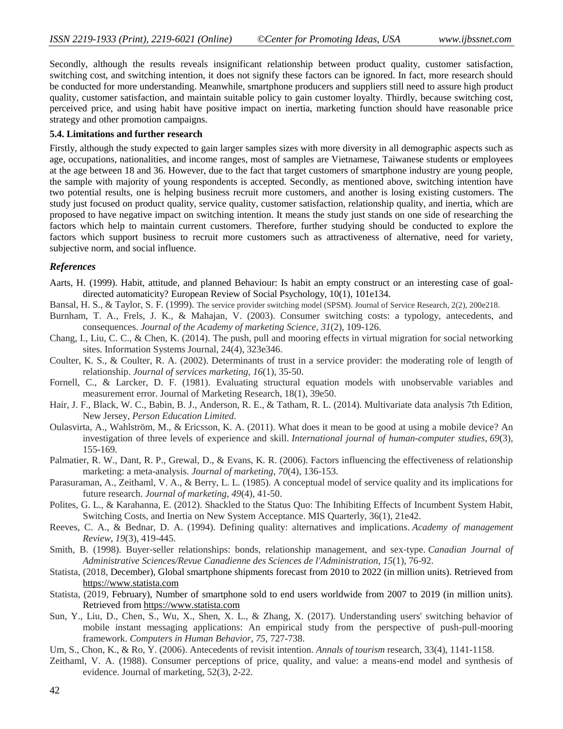Secondly, although the results reveals insignificant relationship between product quality, customer satisfaction, switching cost, and switching intention, it does not signify these factors can be ignored. In fact, more research should be conducted for more understanding. Meanwhile, smartphone producers and suppliers still need to assure high product quality, customer satisfaction, and maintain suitable policy to gain customer loyalty. Thirdly, because switching cost, perceived price, and using habit have positive impact on inertia, marketing function should have reasonable price strategy and other promotion campaigns.

### 5.4. Limitations and further research

Firstly, although the study expected to gain larger samples sizes with more diversity in all demographic aspects such as age, occupations, nationalities, and income ranges, most of samples are Vietnamese, Taiwanese students or employees at the age between 18 and 36. However, due to the fact that target customers of smartphone industry are young people, the sample with majority of young respondents is accepted. Secondly, as mentioned above, switching intention have two potential results, one is helping business recruit more customers, and another is losing existing customers. The study just focused on product quality, service quality, customer satisfaction, relationship quality, and inertia, which are proposed to have negative impact on switching intention. It means the study just stands on one side of researching the factors which help to maintain current customers. Therefore, further studying should be conducted to explore the factors which support business to recruit more customers such as attractiveness of alternative, need for variety, subjective norm, and social influence.

### *References*

Aarts, H. (1999). Habit, attitude, and planned Behaviour: Is habit an empty construct or an interesting case of goal-directed automaticity? European Review of Social Psychology, 10(1), 101e134.

Bansal, H. S., & Taylor, S. F. (1999). The service provider switching model (SPSM). Journal of Service Research, 2(2), 200e218.

Burnham, T. A., Frels, J. K., & Mahajan, V. (2003). Consumer switching costs: a typology, antecedents, and consequences. *Journal of the Academy of marketing Science*, *31*(2), 109-126.

Chang, I., Liu, C. C., & Chen, K. (2014). The push, pull and mooring effects in virtual migration for social networking sites. Information Systems Journal, 24(4), 323e346.

Coulter, K. S., & Coulter, R. A. (2002). Determinants of trust in a service provider: the moderating role of length of relationship. *Journal of services marketing*, *16*(1), 35-50.

Fornell, C., & Larcker, D. F. (1981). Evaluating structural equation models with unobservable variables and measurement error. Journal of Marketing Research, 18(1), 39e50.

Hair, J. F., Black, W. C., Babin, B. J., Anderson, R. E., & Tatham, R. L. (2014). Multivariate data analysis 7th Edition, New Jersey, *Person Education Limited.*

Oulasvirta, A., Wahlström, M., & Ericsson, K. A. (2011). What does it mean to be good at using a mobile device? An investigation of three levels of experience and skill. *International journal of human-computer studies*, *69*(3), 155-169.

Palmatier, R. W., Dant, R. P., Grewal, D., & Evans, K. R. (2006). Factors influencing the effectiveness of relationship marketing: a meta-analysis. *Journal of marketing*, *70*(4), 136-153.

Parasuraman, A., Zeithaml, V. A., & Berry, L. L. (1985). A conceptual model of service quality and its implications for future research. *Journal of marketing*, *49*(4), 41-50.

Polites, G. L., & Karahanna, E. (2012). Shackled to the Status Quo: The Inhibiting Effects of Incumbent System Habit, Switching Costs, and Inertia on New System Acceptance. MIS Quarterly, 36(1), 21e42.

Reeves, C. A., & Bednar, D. A. (1994). Defining quality: alternatives and implications. *Academy of management Review*, *19*(3), 419-445.

Smith, B. (1998). Buyer‐seller relationships: bonds, relationship management, and sex‐type. *Canadian Journal of Administrative Sciences/Revue Canadienne des Sciences de l'Administration*, *15*(1), 76-92.

Statista, (2018, December), Global smartphone shipments forecast from 2010 to 2022 (in million units). Retrieved from https://www.statista.com

Statista, (2019, February), Number of smartphone sold to end users worldwide from 2007 to 2019 (in million units). Retrieved from https://www.statista.com

Sun, Y., Liu, D., Chen, S., Wu, X., Shen, X. L., & Zhang, X. (2017). Understanding users' switching behavior of mobile instant messaging applications: An empirical study from the perspective of push-pull-mooring framework. *Computers in Human Behavior*, *75*, 727-738.

Um, S., Chon, K., & Ro, Y. (2006). Antecedents of revisit intention. *Annals of tourism* research, 33(4), 1141-1158.

Zeithaml, V. A. (1988). Consumer perceptions of price, quality, and value: a means-end model and synthesis of evidence. Journal of marketing, 52(3), 2-22.